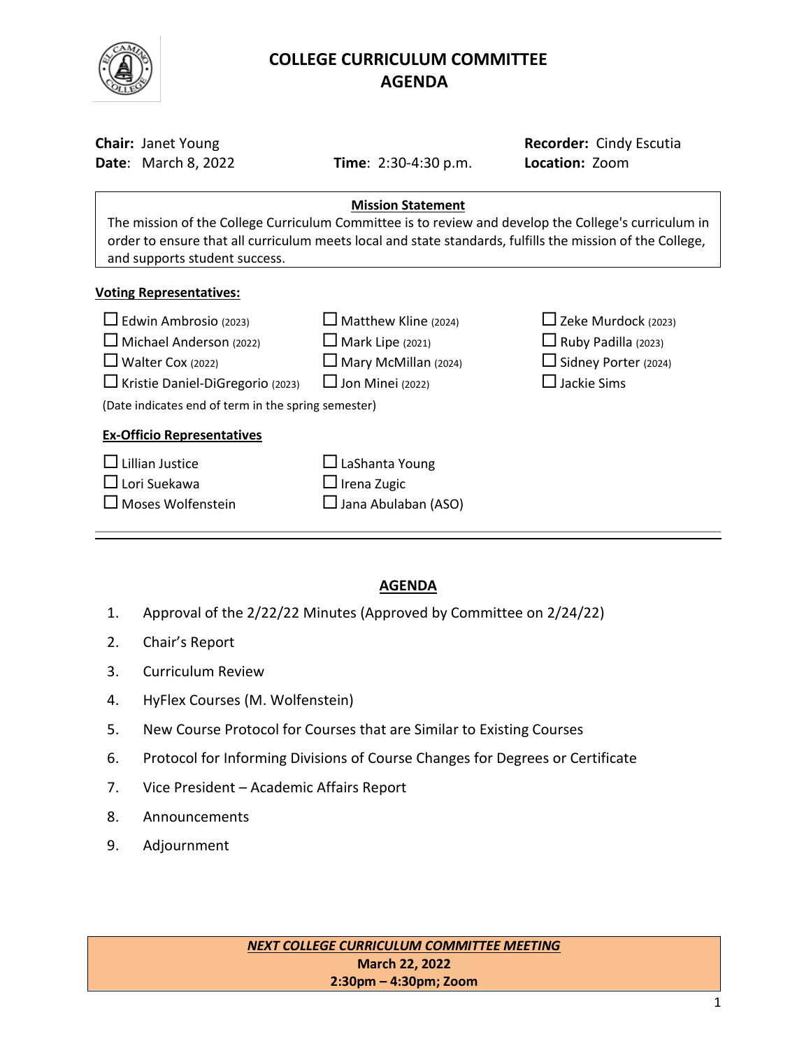# COLLEGE CURRICULUM COMMITTEE
## AGENDA

**Chair:** Janet Young
**Date**: March 8, 2022
**Time**: 2:30-4:30 p.m.
**Recorder:** Cindy Escutia
**Location:** Zoom

**Mission Statement**

The mission of the College Curriculum Committee is to review and develop the College's curriculum in order to ensure that all curriculum meets local and state standards, fulfills the mission of the College, and supports student success.

**Voting Representatives:**

- ☐ Edwin Ambrosio (2023)
- ☐ Michael Anderson (2022)
- ☐ Walter Cox (2022)
- ☐ Kristie Daniel-DiGregorio (2023)
- ☐ Matthew Kline (2024)
- ☐ Mark Lipe (2021)
- ☐ Mary McMillan (2024)
- ☐ Jon Minei (2022)
- ☐ Zeke Murdock (2023)
- ☐ Ruby Padilla (2023)
- ☐ Sidney Porter (2024)
- ☐ Jackie Sims

(Date indicates end of term in the spring semester)

**Ex-Officio Representatives**

- ☐ Lillian Justice
- ☐ Lori Suekawa
- ☐ Moses Wolfenstein
- ☐ LaShanta Young
- ☐ Irena Zugic
- ☐ Jana Abulaban (ASO)

---

## AGENDA

1. Approval of the 2/22/22 Minutes (Approved by Committee on 2/24/22)
2. Chair's Report
3. Curriculum Review
4. HyFlex Courses (M. Wolfenstein)
5. New Course Protocol for Courses that are Similar to Existing Courses
6. Protocol for Informing Divisions of Course Changes for Degrees or Certificate
7. Vice President – Academic Affairs Report
8. Announcements
9. Adjournment

***NEXT COLLEGE CURRICULUM COMMITTEE MEETING***
**March 22, 2022**
**2:30pm – 4:30pm; Zoom**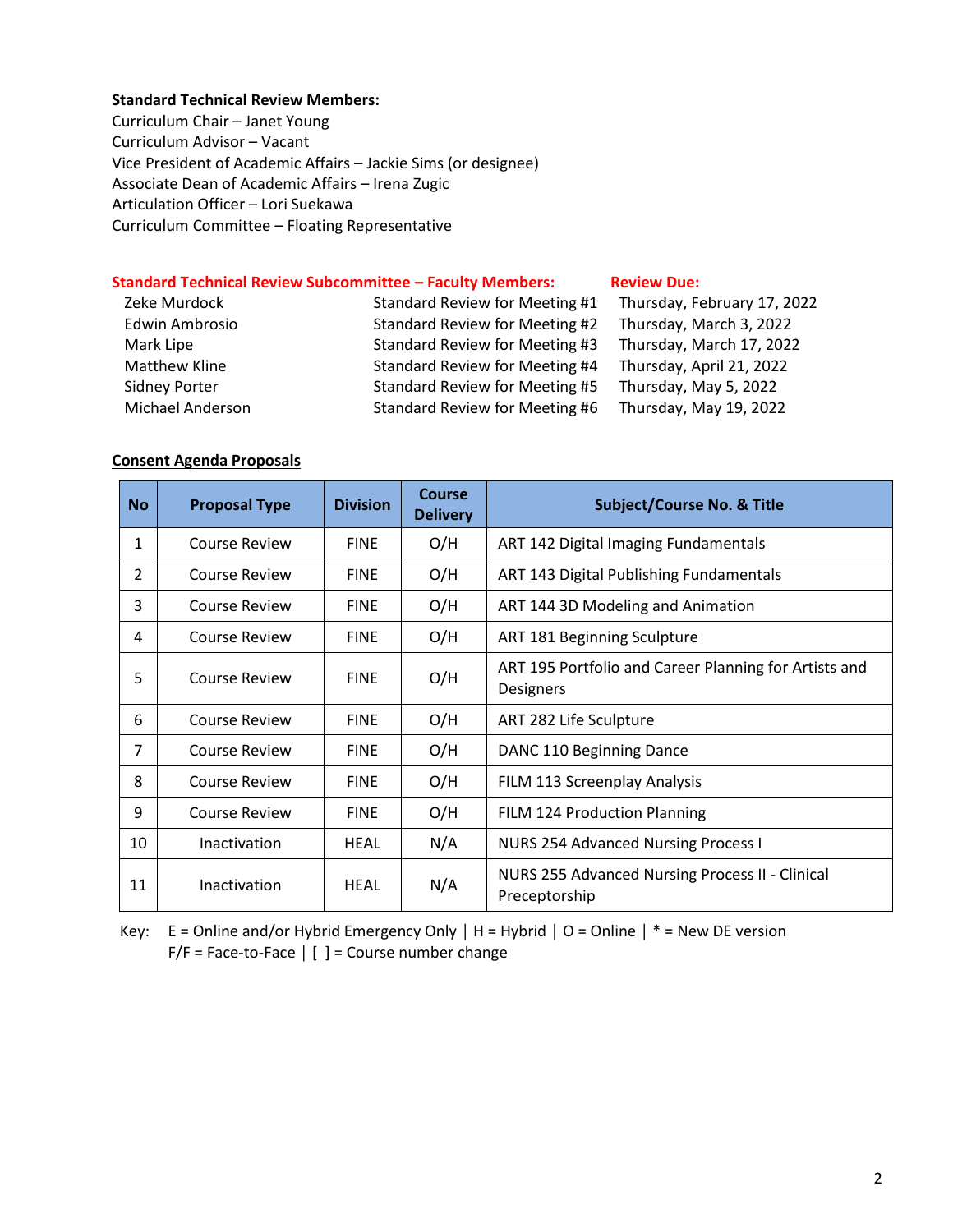**Standard Technical Review Members:**
Curriculum Chair – Janet Young
Curriculum Advisor – Vacant
Vice President of Academic Affairs – Jackie Sims (or designee)
Associate Dean of Academic Affairs – Irena Zugic
Articulation Officer – Lori Suekawa
Curriculum Committee – Floating Representative

| **Standard Technical Review Subcommittee – Faculty Members:** | | **Review Due:** |
|---|---|---|
| Zeke Murdock | Standard Review for Meeting #1 | Thursday, February 17, 2022 |
| Edwin Ambrosio | Standard Review for Meeting #2 | Thursday, March 3, 2022 |
| Mark Lipe | Standard Review for Meeting #3 | Thursday, March 17, 2022 |
| Matthew Kline | Standard Review for Meeting #4 | Thursday, April 21, 2022 |
| Sidney Porter | Standard Review for Meeting #5 | Thursday, May 5, 2022 |
| Michael Anderson | Standard Review for Meeting #6 | Thursday, May 19, 2022 |

**Consent Agenda Proposals**

| No | Proposal Type | Division | Course Delivery | Subject/Course No. & Title |
|---|---|---|---|---|
| 1 | Course Review | FINE | O/H | ART 142 Digital Imaging Fundamentals |
| 2 | Course Review | FINE | O/H | ART 143 Digital Publishing Fundamentals |
| 3 | Course Review | FINE | O/H | ART 144 3D Modeling and Animation |
| 4 | Course Review | FINE | O/H | ART 181 Beginning Sculpture |
| 5 | Course Review | FINE | O/H | ART 195 Portfolio and Career Planning for Artists and Designers |
| 6 | Course Review | FINE | O/H | ART 282 Life Sculpture |
| 7 | Course Review | FINE | O/H | DANC 110 Beginning Dance |
| 8 | Course Review | FINE | O/H | FILM 113 Screenplay Analysis |
| 9 | Course Review | FINE | O/H | FILM 124 Production Planning |
| 10 | Inactivation | HEAL | N/A | NURS 254 Advanced Nursing Process I |
| 11 | Inactivation | HEAL | N/A | NURS 255 Advanced Nursing Process II - Clinical Preceptorship |

Key: E = Online and/or Hybrid Emergency Only | H = Hybrid | O = Online | * = New DE version
F/F = Face-to-Face | [ ] = Course number change